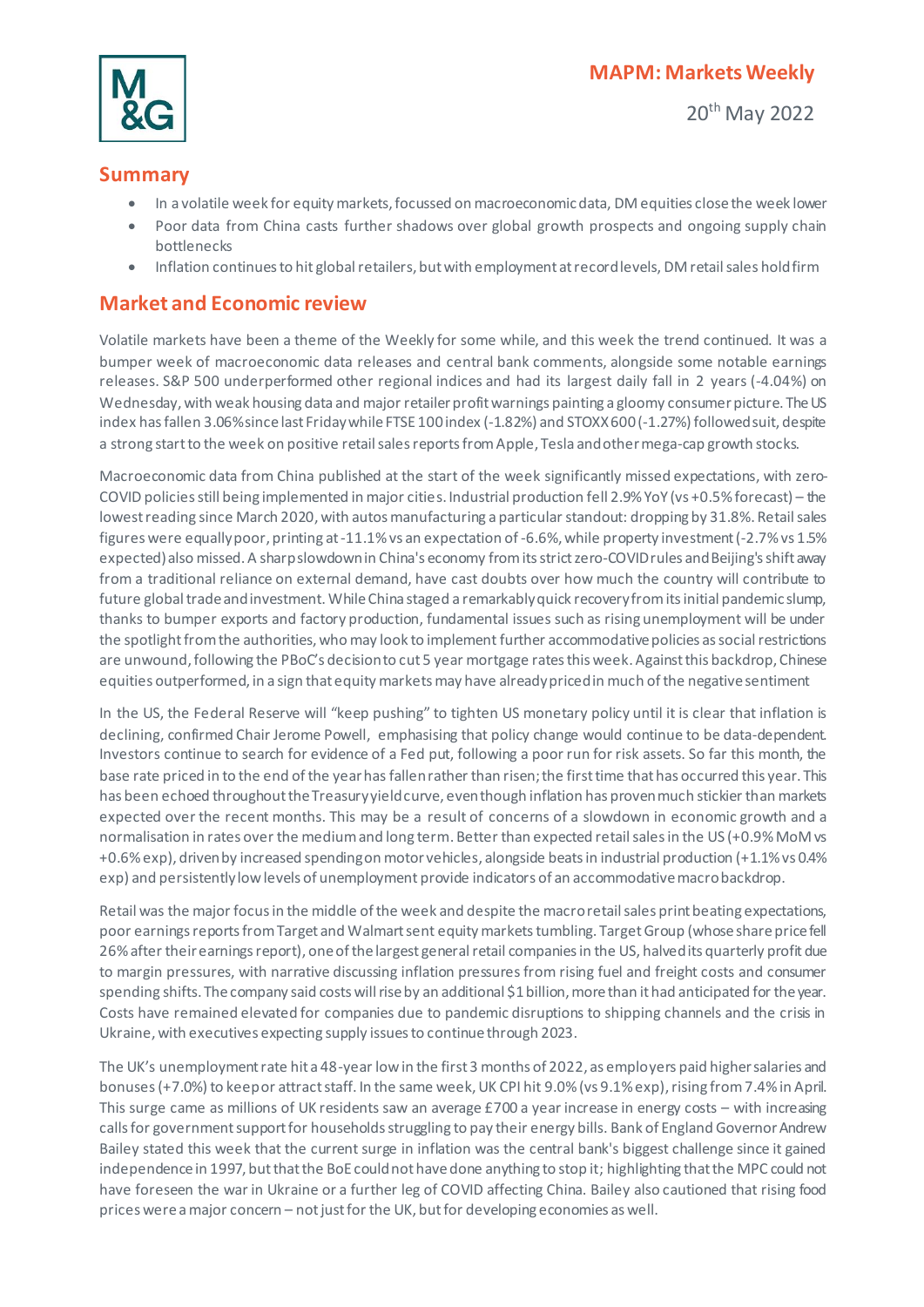# MAPM: Markets Weekly

20th May 2022

## Summary

- In a volatile week for equity markets, focussed on macroeconomic data, DM equities close the week lower
- Poor data from China casts further shadows over global growth prospects and ongoing supply chain bottlenecks
- Inflation continues to hit global retailers, but with employment at record levels, DM retail sales hold firm

## Market and Economic review

Volatile markets have been a theme of the Weekly for some while, and this week the trend continued. It was a bumper week of macroeconomic data releases and central bank comments, alongside some notable earnings releases. S&P 500 underperformed other regional indices and had its largest daily fall in 2 years (-4.04%) on Wednesday, with weak housing data and major retailer profit warnings painting a gloomy consumer picture. The US index has fallen 3.06% since last Friday while FTSE 100 index (-1.82%) and STOXX 600 (-1.27%) followed suit, despite a strong start to the week on positive retail sales reports from Apple, Tesla and other mega-cap growth stocks.

Macroeconomic data from China published at the start of the week significantly missed expectations, with zero-COVID policies still being implemented in major cities. Industrial production fell 2.9% YoY (vs +0.5% forecast) – the lowest reading since March 2020, with autos manufacturing a particular standout: dropping by 31.8%. Retail sales figures were equally poor, printing at -11.1% vs an expectation of -6.6%, while property investment (-2.7% vs 1.5% expected) also missed. A sharp slowdown in China's economy from its strict zero-COVID rules and Beijing's shift away from a traditional reliance on external demand, have cast doubts over how much the country will contribute to future global trade and investment. While China staged a remarkably quick recovery from its initial pandemic slump, thanks to bumper exports and factory production, fundamental issues such as rising unemployment will be under the spotlight from the authorities, who may look to implement further accommodative policies as social restrictions are unwound, following the PBoC's decision to cut 5 year mortgage rates this week. Against this backdrop, Chinese equities outperformed, in a sign that equity markets may have already priced in much of the negative sentiment

In the US, the Federal Reserve will "keep pushing" to tighten US monetary policy until it is clear that inflation is declining, confirmed Chair Jerome Powell, emphasising that policy change would continue to be data-dependent. Investors continue to search for evidence of a Fed put, following a poor run for risk assets. So far this month, the base rate priced in to the end of the year has fallen rather than risen; the first time that has occurred this year. This has been echoed throughout the Treasury yield curve, even though inflation has proven much stickier than markets expected over the recent months. This may be a result of concerns of a slowdown in economic growth and a normalisation in rates over the medium and long term. Better than expected retail sales in the US (+0.9% MoM vs +0.6% exp), driven by increased spending on motor vehicles, alongside beats in industrial production (+1.1% vs 0.4% exp) and persistently low levels of unemployment provide indicators of an accommodative macro backdrop.

Retail was the major focus in the middle of the week and despite the macro retail sales print beating expectations, poor earnings reports from Target and Walmart sent equity markets tumbling. Target Group (whose share price fell 26% after their earnings report), one of the largest general retail companies in the US, halved its quarterly profit due to margin pressures, with narrative discussing inflation pressures from rising fuel and freight costs and consumer spending shifts. The company said costs will rise by an additional $1 billion, more than it had anticipated for the year. Costs have remained elevated for companies due to pandemic disruptions to shipping channels and the crisis in Ukraine, with executives expecting supply issues to continue through 2023.

The UK's unemployment rate hit a 48-year low in the first 3 months of 2022, as employers paid higher salaries and bonuses (+7.0%) to keep or attract staff. In the same week, UK CPI hit 9.0% (vs 9.1% exp), rising from 7.4% in April. This surge came as millions of UK residents saw an average £700 a year increase in energy costs – with increasing calls for government support for households struggling to pay their energy bills. Bank of England Governor Andrew Bailey stated this week that the current surge in inflation was the central bank's biggest challenge since it gained independence in 1997, but that the BoE could not have done anything to stop it; highlighting that the MPC could not have foreseen the war in Ukraine or a further leg of COVID affecting China. Bailey also cautioned that rising food prices were a major concern – not just for the UK, but for developing economies as well.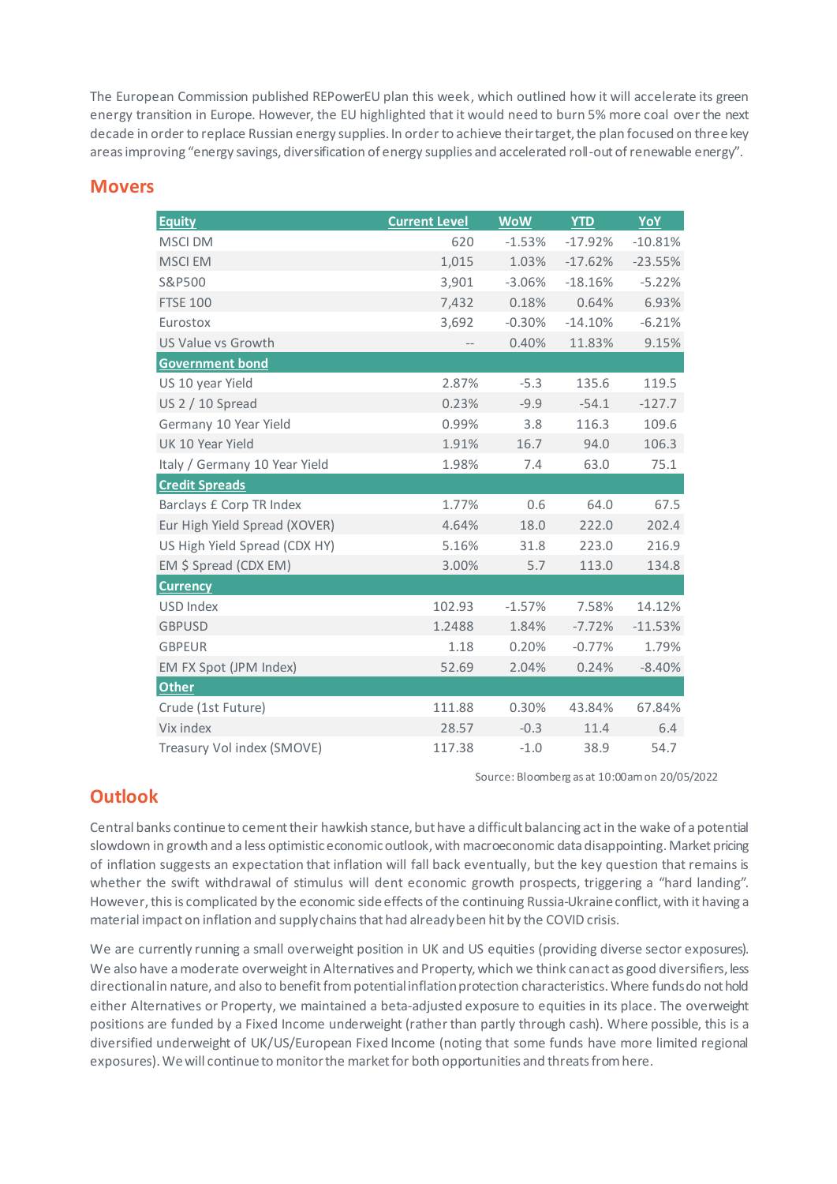The European Commission published REPowerEU plan this week, which outlined how it will accelerate its green energy transition in Europe. However, the EU highlighted that it would need to burn 5% more coal over the next decade in order to replace Russian energy supplies. In order to achieve their target, the plan focused on three key areas improving "energy savings, diversification of energy supplies and accelerated roll-out of renewable energy".

## Movers

| Equity | Current Level | WoW | YTD | YoY |
|---|---|---|---|---|
| MSCI DM | 620 | -1.53% | -17.92% | -10.81% |
| MSCI EM | 1,015 | 1.03% | -17.62% | -23.55% |
| S&P500 | 3,901 | -3.06% | -18.16% | -5.22% |
| FTSE 100 | 7,432 | 0.18% | 0.64% | 6.93% |
| Eurostox | 3,692 | -0.30% | -14.10% | -6.21% |
| US Value vs Growth | -- | 0.40% | 11.83% | 9.15% |
| **Government bond** | | | | |
| US 10 year Yield | 2.87% | -5.3 | 135.6 | 119.5 |
| US 2 / 10 Spread | 0.23% | -9.9 | -54.1 | -127.7 |
| Germany 10 Year Yield | 0.99% | 3.8 | 116.3 | 109.6 |
| UK 10 Year Yield | 1.91% | 16.7 | 94.0 | 106.3 |
| Italy / Germany 10 Year Yield | 1.98% | 7.4 | 63.0 | 75.1 |
| **Credit Spreads** | | | | |
| Barclays £ Corp TR Index | 1.77% | 0.6 | 64.0 | 67.5 |
| Eur High Yield Spread (XOVER) | 4.64% | 18.0 | 222.0 | 202.4 |
| US High Yield Spread (CDX HY) | 5.16% | 31.8 | 223.0 | 216.9 |
| EM $ Spread (CDX EM) | 3.00% | 5.7 | 113.0 | 134.8 |
| **Currency** | | | | |
| USD Index | 102.93 | -1.57% | 7.58% | 14.12% |
| GBPUSD | 1.2488 | 1.84% | -7.72% | -11.53% |
| GBPEUR | 1.18 | 0.20% | -0.77% | 1.79% |
| EM FX Spot (JPM Index) | 52.69 | 2.04% | 0.24% | -8.40% |
| **Other** | | | | |
| Crude (1st Future) | 111.88 | 0.30% | 43.84% | 67.84% |
| Vix index | 28.57 | -0.3 | 11.4 | 6.4 |
| Treasury Vol index (SMOVE) | 117.38 | -1.0 | 38.9 | 54.7 |

Source: Bloomberg as at 10:00am on 20/05/2022

## Outlook

Central banks continue to cement their hawkish stance, but have a difficult balancing act in the wake of a potential slowdown in growth and a less optimistic economic outlook, with macroeconomic data disappointing. Market pricing of inflation suggests an expectation that inflation will fall back eventually, but the key question that remains is whether the swift withdrawal of stimulus will dent economic growth prospects, triggering a "hard landing". However, this is complicated by the economic side effects of the continuing Russia-Ukraine conflict, with it having a material impact on inflation and supply chains that had already been hit by the COVID crisis.

We are currently running a small overweight position in UK and US equities (providing diverse sector exposures). We also have a moderate overweight in Alternatives and Property, which we think can act as good diversifiers, less directional in nature, and also to benefit from potential inflation protection characteristics. Where funds do not hold either Alternatives or Property, we maintained a beta-adjusted exposure to equities in its place. The overweight positions are funded by a Fixed Income underweight (rather than partly through cash). Where possible, this is a diversified underweight of UK/US/European Fixed Income (noting that some funds have more limited regional exposures). We will continue to monitor the market for both opportunities and threats from here.